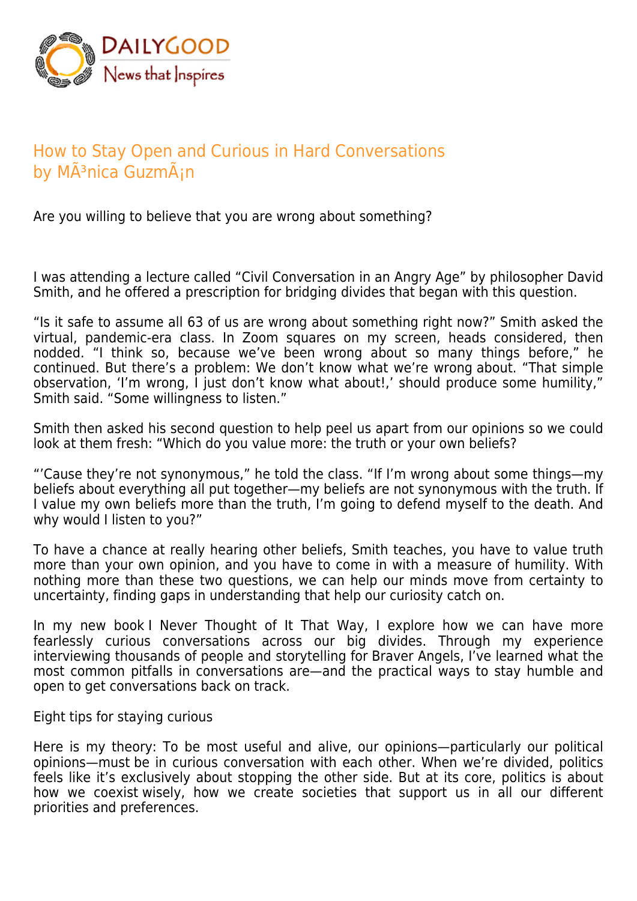DAILYGOOD
News that Inspires

# How to Stay Open and Curious in Hard Conversations
by MÃ³nica GuzmÃ¡n

Are you willing to believe that you are wrong about something?

I was attending a lecture called "Civil Conversation in an Angry Age" by philosopher David Smith, and he offered a prescription for bridging divides that began with this question.

"Is it safe to assume all 63 of us are wrong about something right now?" Smith asked the virtual, pandemic-era class. In Zoom squares on my screen, heads considered, then nodded. "I think so, because we've been wrong about so many things before," he continued. But there's a problem: We don't know what we're wrong about. "That simple observation, 'I'm wrong, I just don't know what about!,' should produce some humility," Smith said. "Some willingness to listen."

Smith then asked his second question to help peel us apart from our opinions so we could look at them fresh: "Which do you value more: the truth or your own beliefs?

"'Cause they're not synonymous," he told the class. "If I'm wrong about some things—my beliefs about everything all put together—my beliefs are not synonymous with the truth. If I value my own beliefs more than the truth, I'm going to defend myself to the death. And why would I listen to you?"

To have a chance at really hearing other beliefs, Smith teaches, you have to value truth more than your own opinion, and you have to come in with a measure of humility. With nothing more than these two questions, we can help our minds move from certainty to uncertainty, finding gaps in understanding that help our curiosity catch on.

In my new book I Never Thought of It That Way, I explore how we can have more fearlessly curious conversations across our big divides. Through my experience interviewing thousands of people and storytelling for Braver Angels, I've learned what the most common pitfalls in conversations are—and the practical ways to stay humble and open to get conversations back on track.

## Eight tips for staying curious

Here is my theory: To be most useful and alive, our opinions—particularly our political opinions—must be in curious conversation with each other. When we're divided, politics feels like it's exclusively about stopping the other side. But at its core, politics is about how we coexist wisely, how we create societies that support us in all our different priorities and preferences.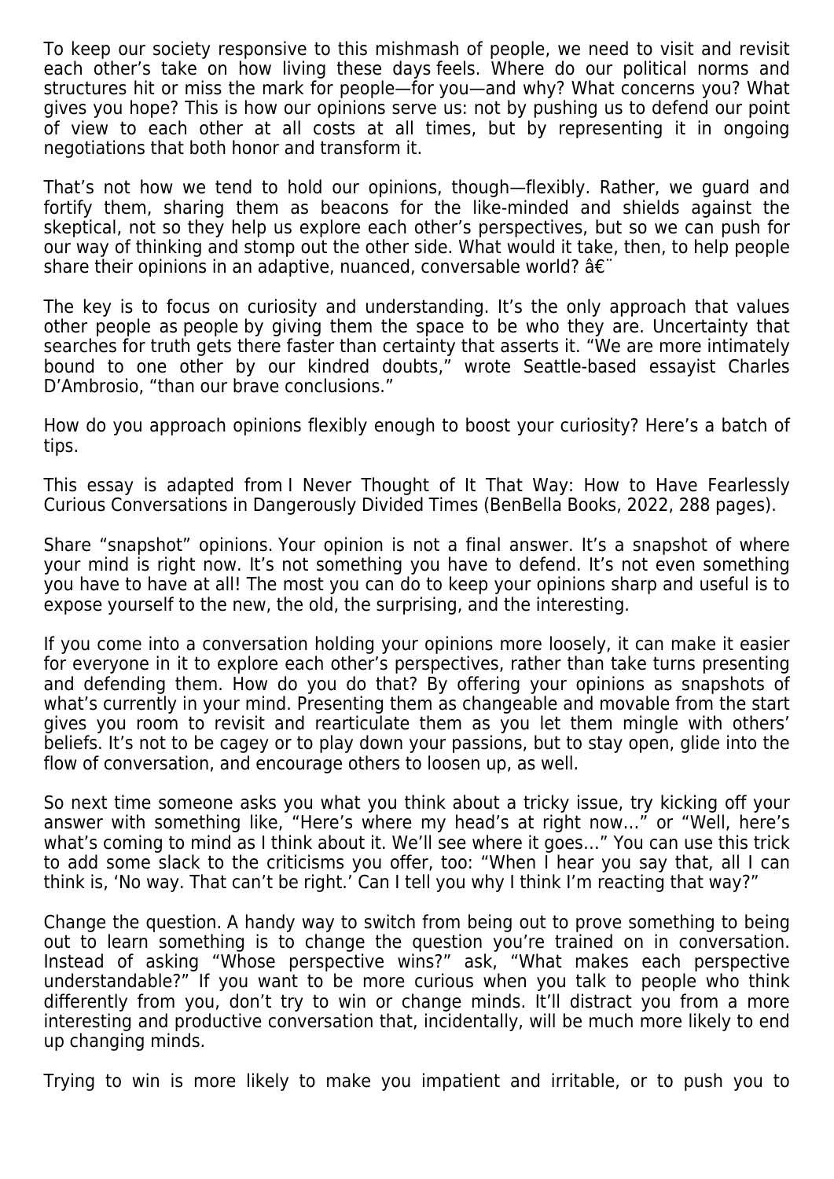To keep our society responsive to this mishmash of people, we need to visit and revisit each other's take on how living these days feels. Where do our political norms and structures hit or miss the mark for people—for you—and why? What concerns you? What gives you hope? This is how our opinions serve us: not by pushing us to defend our point of view to each other at all costs at all times, but by representing it in ongoing negotiations that both honor and transform it.

That's not how we tend to hold our opinions, though—flexibly. Rather, we guard and fortify them, sharing them as beacons for the like-minded and shields against the skeptical, not so they help us explore each other's perspectives, but so we can push for our way of thinking and stomp out the other side. What would it take, then, to help people share their opinions in an adaptive, nuanced, conversable world? â€¨

The key is to focus on curiosity and understanding. It's the only approach that values other people as people by giving them the space to be who they are. Uncertainty that searches for truth gets there faster than certainty that asserts it. "We are more intimately bound to one other by our kindred doubts," wrote Seattle-based essayist Charles D'Ambrosio, "than our brave conclusions."

How do you approach opinions flexibly enough to boost your curiosity? Here's a batch of tips.

This essay is adapted from I Never Thought of It That Way: How to Have Fearlessly Curious Conversations in Dangerously Divided Times (BenBella Books, 2022, 288 pages).

**Share "snapshot" opinions.** Your opinion is not a final answer. It's a snapshot of where your mind is right now. It's not something you have to defend. It's not even something you have to have at all! The most you can do to keep your opinions sharp and useful is to expose yourself to the new, the old, the surprising, and the interesting.

If you come into a conversation holding your opinions more loosely, it can make it easier for everyone in it to explore each other's perspectives, rather than take turns presenting and defending them. How do you do that? By offering your opinions as snapshots of what's currently in your mind. Presenting them as changeable and movable from the start gives you room to revisit and rearticulate them as you let them mingle with others' beliefs. It's not to be cagey or to play down your passions, but to stay open, glide into the flow of conversation, and encourage others to loosen up, as well.

So next time someone asks you what you think about a tricky issue, try kicking off your answer with something like, "Here's where my head's at right now..." or "Well, here's what's coming to mind as I think about it. We'll see where it goes..." You can use this trick to add some slack to the criticisms you offer, too: "When I hear you say that, all I can think is, 'No way. That can't be right.' Can I tell you why I think I'm reacting that way?"

**Change the question.** A handy way to switch from being out to prove something to being out to learn something is to change the question you're trained on in conversation. Instead of asking "Whose perspective wins?" ask, "What makes each perspective understandable?" If you want to be more curious when you talk to people who think differently from you, don't try to win or change minds. It'll distract you from a more interesting and productive conversation that, incidentally, will be much more likely to end up changing minds.

Trying to win is more likely to make you impatient and irritable, or to push you to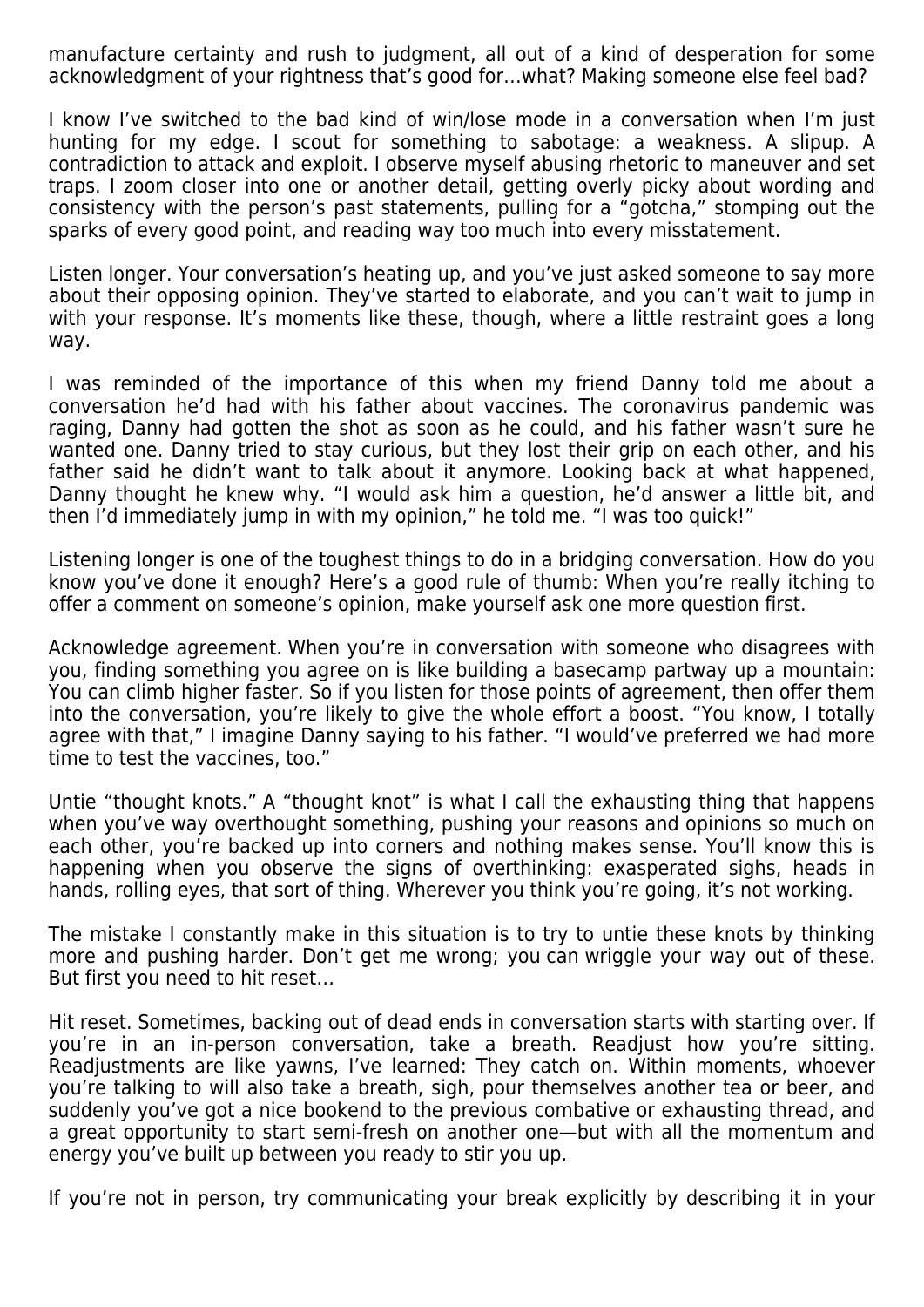manufacture certainty and rush to judgment, all out of a kind of desperation for some acknowledgment of your rightness that's good for…what? Making someone else feel bad?

I know I've switched to the bad kind of win/lose mode in a conversation when I'm just hunting for my edge. I scout for something to sabotage: a weakness. A slipup. A contradiction to attack and exploit. I observe myself abusing rhetoric to maneuver and set traps. I zoom closer into one or another detail, getting overly picky about wording and consistency with the person's past statements, pulling for a "gotcha," stomping out the sparks of every good point, and reading way too much into every misstatement.

Listen longer. Your conversation's heating up, and you've just asked someone to say more about their opposing opinion. They've started to elaborate, and you can't wait to jump in with your response. It's moments like these, though, where a little restraint goes a long way.

I was reminded of the importance of this when my friend Danny told me about a conversation he'd had with his father about vaccines. The coronavirus pandemic was raging, Danny had gotten the shot as soon as he could, and his father wasn't sure he wanted one. Danny tried to stay curious, but they lost their grip on each other, and his father said he didn't want to talk about it anymore. Looking back at what happened, Danny thought he knew why. "I would ask him a question, he'd answer a little bit, and then I'd immediately jump in with my opinion," he told me. "I was too quick!"

Listening longer is one of the toughest things to do in a bridging conversation. How do you know you've done it enough? Here's a good rule of thumb: When you're really itching to offer a comment on someone's opinion, make yourself ask one more question first.

Acknowledge agreement. When you're in conversation with someone who disagrees with you, finding something you agree on is like building a basecamp partway up a mountain: You can climb higher faster. So if you listen for those points of agreement, then offer them into the conversation, you're likely to give the whole effort a boost. "You know, I totally agree with that," I imagine Danny saying to his father. "I would've preferred we had more time to test the vaccines, too."

Untie "thought knots." A "thought knot" is what I call the exhausting thing that happens when you've way overthought something, pushing your reasons and opinions so much on each other, you're backed up into corners and nothing makes sense. You'll know this is happening when you observe the signs of overthinking: exasperated sighs, heads in hands, rolling eyes, that sort of thing. Wherever you think you're going, it's not working.

The mistake I constantly make in this situation is to try to untie these knots by thinking more and pushing harder. Don't get me wrong; you can wriggle your way out of these. But first you need to hit reset…

Hit reset. Sometimes, backing out of dead ends in conversation starts with starting over. If you're in an in-person conversation, take a breath. Readjust how you're sitting. Readjustments are like yawns, I've learned: They catch on. Within moments, whoever you're talking to will also take a breath, sigh, pour themselves another tea or beer, and suddenly you've got a nice bookend to the previous combative or exhausting thread, and a great opportunity to start semi-fresh on another one—but with all the momentum and energy you've built up between you ready to stir you up.

If you're not in person, try communicating your break explicitly by describing it in your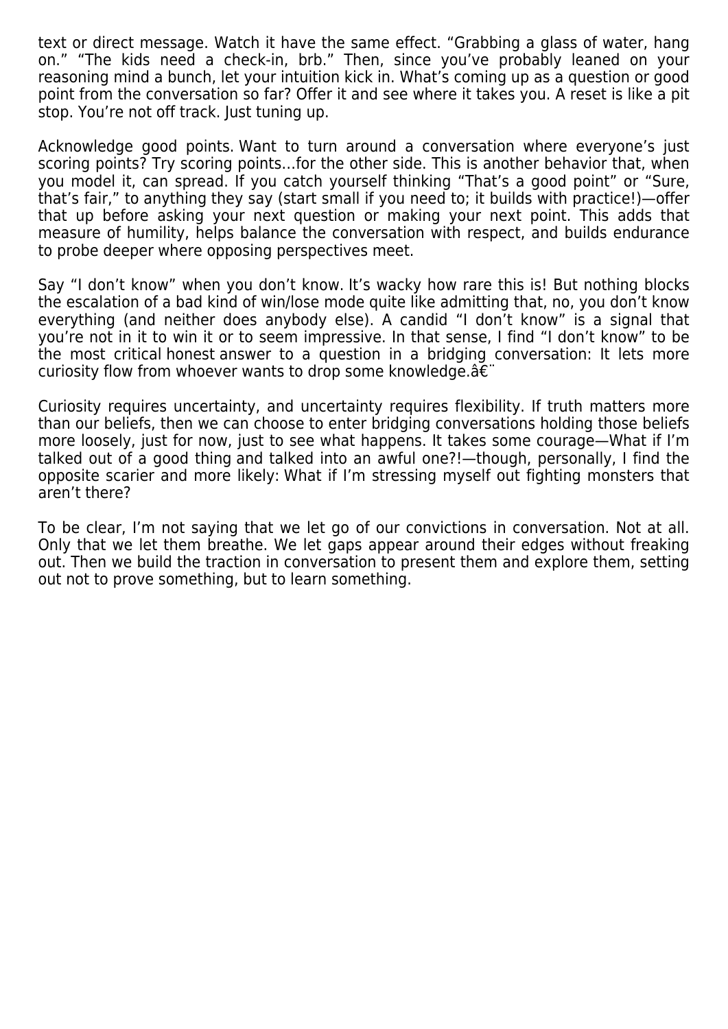text or direct message. Watch it have the same effect. "Grabbing a glass of water, hang on." "The kids need a check-in, brb." Then, since you've probably leaned on your reasoning mind a bunch, let your intuition kick in. What's coming up as a question or good point from the conversation so far? Offer it and see where it takes you. A reset is like a pit stop. You're not off track. Just tuning up.

**Acknowledge good points.** Want to turn around a conversation where everyone's just scoring points? Try scoring points…for the other side. This is another behavior that, when you model it, can spread. If you catch yourself thinking "That's a good point" or "Sure, that's fair," to anything they say (start small if you need to; it builds with practice!)—offer that up before asking your next question or making your next point. This adds that measure of humility, helps balance the conversation with respect, and builds endurance to probe deeper where opposing perspectives meet.

**Say "I don't know" when you don't know.** It's wacky how rare this is! But nothing blocks the escalation of a bad kind of win/lose mode quite like admitting that, no, you don't know everything (and neither does anybody else). A candid "I don't know" is a signal that you're not in it to win it or to seem impressive. In that sense, I find "I don't know" to be the most critical honest answer to a question in a bridging conversation: It lets more curiosity flow from whoever wants to drop some knowledge.â€¨

Curiosity requires uncertainty, and uncertainty requires flexibility. If truth matters more than our beliefs, then we can choose to enter bridging conversations holding those beliefs more loosely, just for now, just to see what happens. It takes some courage—What if I'm talked out of a good thing and talked into an awful one?!—though, personally, I find the opposite scarier and more likely: What if I'm stressing myself out fighting monsters that aren't there?

To be clear, I'm not saying that we let go of our convictions in conversation. Not at all. Only that we let them breathe. We let gaps appear around their edges without freaking out. Then we build the traction in conversation to present them and explore them, setting out not to prove something, but to learn something.